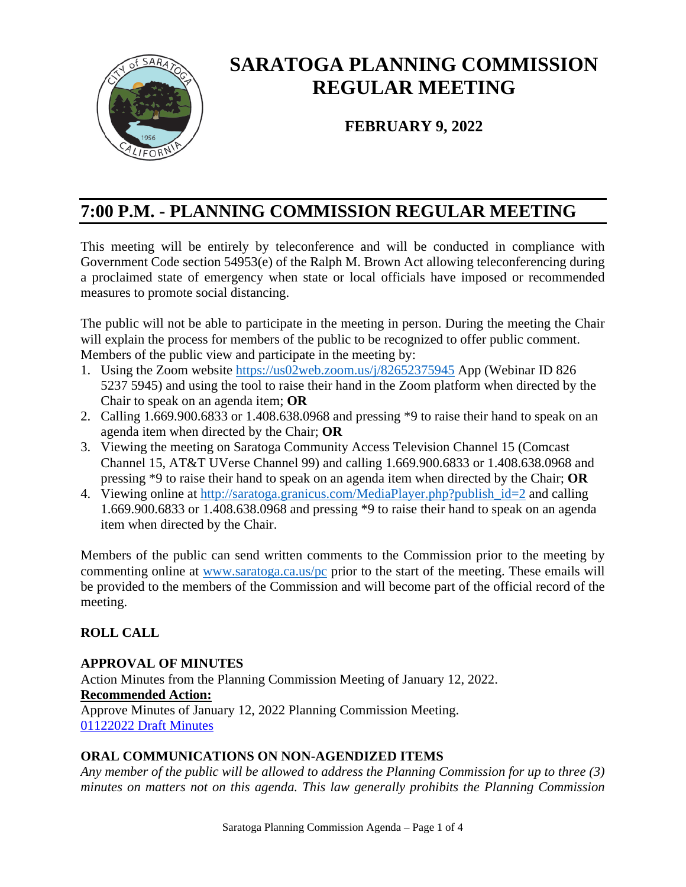# SARATOGA PLANNING COMMISSION REGULAR MEETING

**FEBRUARY 9, 2022**

## 7:00 P.M. - PLANNING COMMISSION REGULAR MEETING

This meeting will be entirely by teleconference and will be conducted in compliance with Government Code section 54953(e) of the Ralph M. Brown Act allowing teleconferencing during a proclaimed state of emergency when state or local officials have imposed or recommended measures to promote social distancing.

The public will not be able to participate in the meeting in person. During the meeting the Chair will explain the process for members of the public to be recognized to offer public comment. Members of the public view and participate in the meeting by:

1. Using the Zoom website https://us02web.zoom.us/j/82652375945 App (Webinar ID 826 5237 5945) and using the tool to raise their hand in the Zoom platform when directed by the Chair to speak on an agenda item; **OR**
2. Calling 1.669.900.6833 or 1.408.638.0968 and pressing *9 to raise their hand to speak on an agenda item when directed by the Chair; **OR**
3. Viewing the meeting on Saratoga Community Access Television Channel 15 (Comcast Channel 15, AT&T UVerse Channel 99) and calling 1.669.900.6833 or 1.408.638.0968 and pressing *9 to raise their hand to speak on an agenda item when directed by the Chair; **OR**
4. Viewing online at http://saratoga.granicus.com/MediaPlayer.php?publish_id=2 and calling 1.669.900.6833 or 1.408.638.0968 and pressing *9 to raise their hand to speak on an agenda item when directed by the Chair.

Members of the public can send written comments to the Commission prior to the meeting by commenting online at www.saratoga.ca.us/pc prior to the start of the meeting. These emails will be provided to the members of the Commission and will become part of the official record of the meeting.

**ROLL CALL**

**APPROVAL OF MINUTES**

Action Minutes from the Planning Commission Meeting of January 12, 2022.

**Recommended Action:**

Approve Minutes of January 12, 2022 Planning Commission Meeting.

01122022 Draft Minutes

**ORAL COMMUNICATIONS ON NON-AGENDIZED ITEMS**

*Any member of the public will be allowed to address the Planning Commission for up to three (3) minutes on matters not on this agenda. This law generally prohibits the Planning Commission*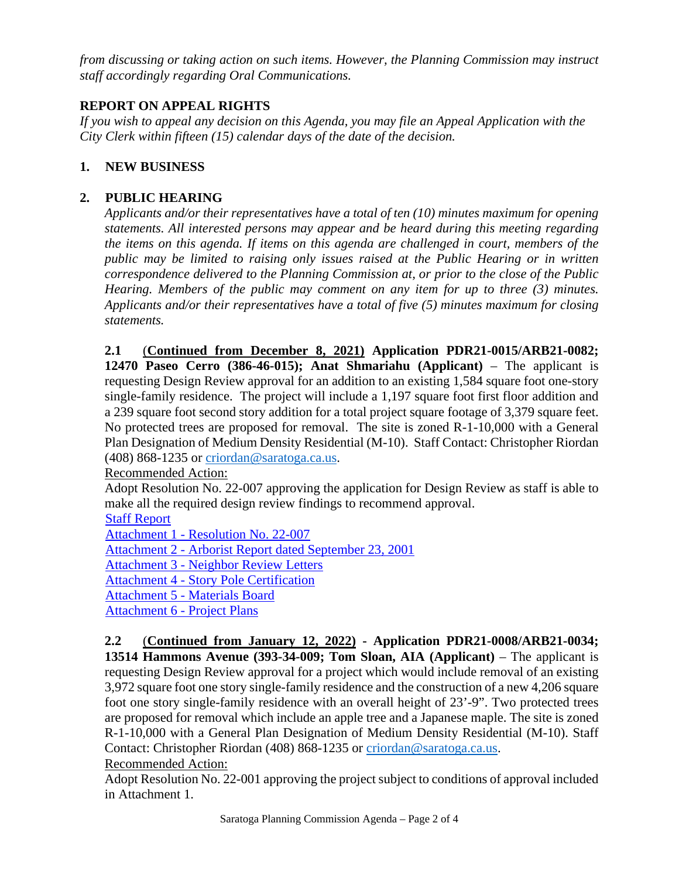*from discussing or taking action on such items. However, the Planning Commission may instruct staff accordingly regarding Oral Communications.*

## REPORT ON APPEAL RIGHTS

*If you wish to appeal any decision on this Agenda, you may file an Appeal Application with the City Clerk within fifteen (15) calendar days of the date of the decision.*

## 1. NEW BUSINESS

## 2. PUBLIC HEARING

*Applicants and/or their representatives have a total of ten (10) minutes maximum for opening statements. All interested persons may appear and be heard during this meeting regarding the items on this agenda. If items on this agenda are challenged in court, members of the public may be limited to raising only issues raised at the Public Hearing or in written correspondence delivered to the Planning Commission at, or prior to the close of the Public Hearing. Members of the public may comment on any item for up to three (3) minutes. Applicants and/or their representatives have a total of five (5) minutes maximum for closing statements.*

**2.1** (**Continued from December 8, 2021**) **Application PDR21-0015/ARB21-0082; 12470 Paseo Cerro (386-46-015); Anat Shmariahu (Applicant)** – The applicant is requesting Design Review approval for an addition to an existing 1,584 square foot one-story single-family residence. The project will include a 1,197 square foot first floor addition and a 239 square foot second story addition for a total project square footage of 3,379 square feet. No protected trees are proposed for removal. The site is zoned R-1-10,000 with a General Plan Designation of Medium Density Residential (M-10). Staff Contact: Christopher Riordan (408) 868-1235 or criordan@saratoga.ca.us.

Recommended Action:

Adopt Resolution No. 22-007 approving the application for Design Review as staff is able to make all the required design review findings to recommend approval.

Staff Report

Attachment 1 - Resolution No. 22-007

Attachment 2 - Arborist Report dated September 23, 2001

Attachment 3 - Neighbor Review Letters

Attachment 4 - Story Pole Certification

Attachment 5 - Materials Board

Attachment 6 - Project Plans

**2.2** (**Continued from January 12, 2022**) **- Application PDR21-0008/ARB21-0034; 13514 Hammons Avenue (393-34-009; Tom Sloan, AIA (Applicant)** – The applicant is requesting Design Review approval for a project which would include removal of an existing 3,972 square foot one story single-family residence and the construction of a new 4,206 square foot one story single-family residence with an overall height of 23'-9". Two protected trees are proposed for removal which include an apple tree and a Japanese maple. The site is zoned R-1-10,000 with a General Plan Designation of Medium Density Residential (M-10). Staff Contact: Christopher Riordan (408) 868-1235 or criordan@saratoga.ca.us.

Recommended Action:

Adopt Resolution No. 22-001 approving the project subject to conditions of approval included in Attachment 1.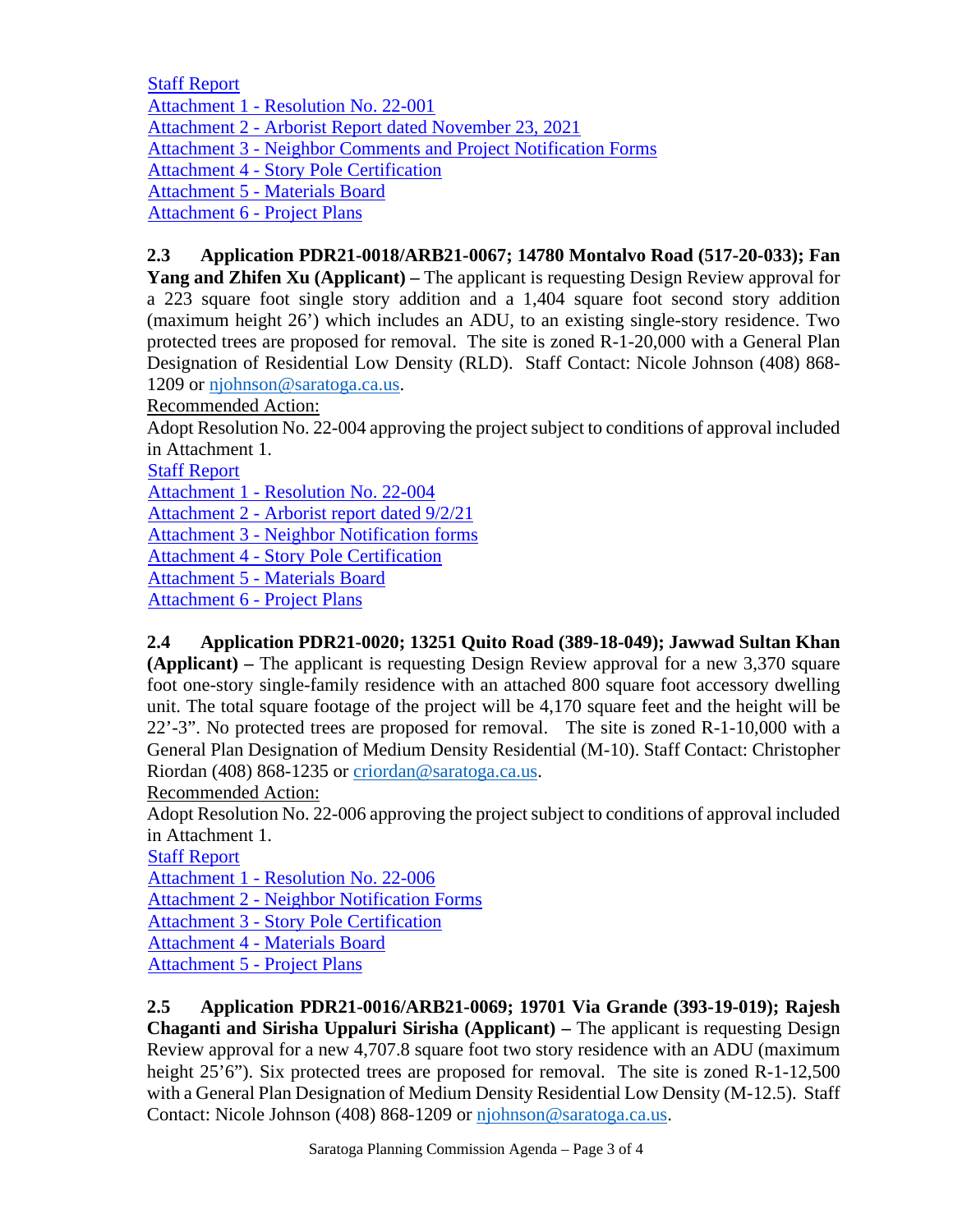Staff Report
Attachment 1 - Resolution No. 22-001
Attachment 2 - Arborist Report dated November 23, 2021
Attachment 3 - Neighbor Comments and Project Notification Forms
Attachment 4 - Story Pole Certification
Attachment 5 - Materials Board
Attachment 6 - Project Plans

**2.3 Application PDR21-0018/ARB21-0067; 14780 Montalvo Road (517-20-033); Fan Yang and Zhifen Xu (Applicant) –** The applicant is requesting Design Review approval for a 223 square foot single story addition and a 1,404 square foot second story addition (maximum height 26') which includes an ADU, to an existing single-story residence. Two protected trees are proposed for removal. The site is zoned R-1-20,000 with a General Plan Designation of Residential Low Density (RLD). Staff Contact: Nicole Johnson (408) 868-1209 or njohnson@saratoga.ca.us.

Recommended Action:

Adopt Resolution No. 22-004 approving the project subject to conditions of approval included in Attachment 1.

Staff Report
Attachment 1 - Resolution No. 22-004
Attachment 2 - Arborist report dated 9/2/21
Attachment 3 - Neighbor Notification forms
Attachment 4 - Story Pole Certification
Attachment 5 - Materials Board
Attachment 6 - Project Plans

**2.4 Application PDR21-0020; 13251 Quito Road (389-18-049); Jawwad Sultan Khan (Applicant) –** The applicant is requesting Design Review approval for a new 3,370 square foot one-story single-family residence with an attached 800 square foot accessory dwelling unit. The total square footage of the project will be 4,170 square feet and the height will be 22'-3". No protected trees are proposed for removal. The site is zoned R-1-10,000 with a General Plan Designation of Medium Density Residential (M-10). Staff Contact: Christopher Riordan (408) 868-1235 or criordan@saratoga.ca.us.

Recommended Action:

Adopt Resolution No. 22-006 approving the project subject to conditions of approval included in Attachment 1.

Staff Report
Attachment 1 - Resolution No. 22-006
Attachment 2 - Neighbor Notification Forms
Attachment 3 - Story Pole Certification
Attachment 4 - Materials Board
Attachment 5 - Project Plans

**2.5 Application PDR21-0016/ARB21-0069; 19701 Via Grande (393-19-019); Rajesh Chaganti and Sirisha Uppaluri Sirisha (Applicant) –** The applicant is requesting Design Review approval for a new 4,707.8 square foot two story residence with an ADU (maximum height 25'6"). Six protected trees are proposed for removal. The site is zoned R-1-12,500 with a General Plan Designation of Medium Density Residential Low Density (M-12.5). Staff Contact: Nicole Johnson (408) 868-1209 or njohnson@saratoga.ca.us.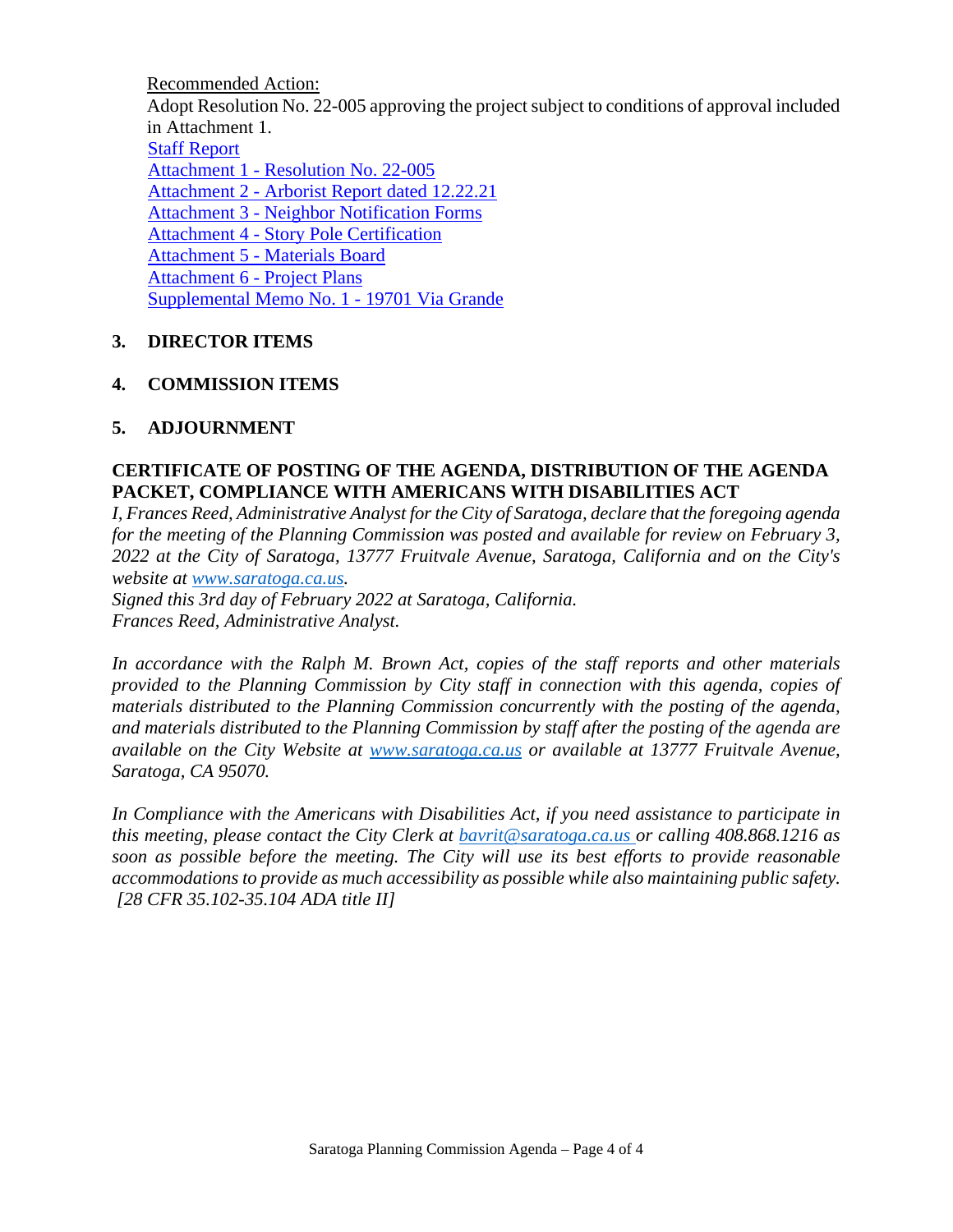Recommended Action:

Adopt Resolution No. 22-005 approving the project subject to conditions of approval included in Attachment 1.

Staff Report
Attachment 1 - Resolution No. 22-005
Attachment 2 - Arborist Report dated 12.22.21
Attachment 3 - Neighbor Notification Forms
Attachment 4 - Story Pole Certification
Attachment 5 - Materials Board
Attachment 6 - Project Plans
Supplemental Memo No. 1 - 19701 Via Grande

## 3. DIRECTOR ITEMS

## 4. COMMISSION ITEMS

## 5. ADJOURNMENT

**CERTIFICATE OF POSTING OF THE AGENDA, DISTRIBUTION OF THE AGENDA PACKET, COMPLIANCE WITH AMERICANS WITH DISABILITIES ACT**

*I, Frances Reed, Administrative Analyst for the City of Saratoga, declare that the foregoing agenda for the meeting of the Planning Commission was posted and available for review on February 3, 2022 at the City of Saratoga, 13777 Fruitvale Avenue, Saratoga, California and on the City's website at www.saratoga.ca.us.*
*Signed this 3rd day of February 2022 at Saratoga, California.*
*Frances Reed, Administrative Analyst.*

*In accordance with the Ralph M. Brown Act, copies of the staff reports and other materials provided to the Planning Commission by City staff in connection with this agenda, copies of materials distributed to the Planning Commission concurrently with the posting of the agenda, and materials distributed to the Planning Commission by staff after the posting of the agenda are available on the City Website at www.saratoga.ca.us or available at 13777 Fruitvale Avenue, Saratoga, CA 95070.*

*In Compliance with the Americans with Disabilities Act, if you need assistance to participate in this meeting, please contact the City Clerk at bavrit@saratoga.ca.us or calling 408.868.1216 as soon as possible before the meeting. The City will use its best efforts to provide reasonable accommodations to provide as much accessibility as possible while also maintaining public safety. [28 CFR 35.102-35.104 ADA title II]*